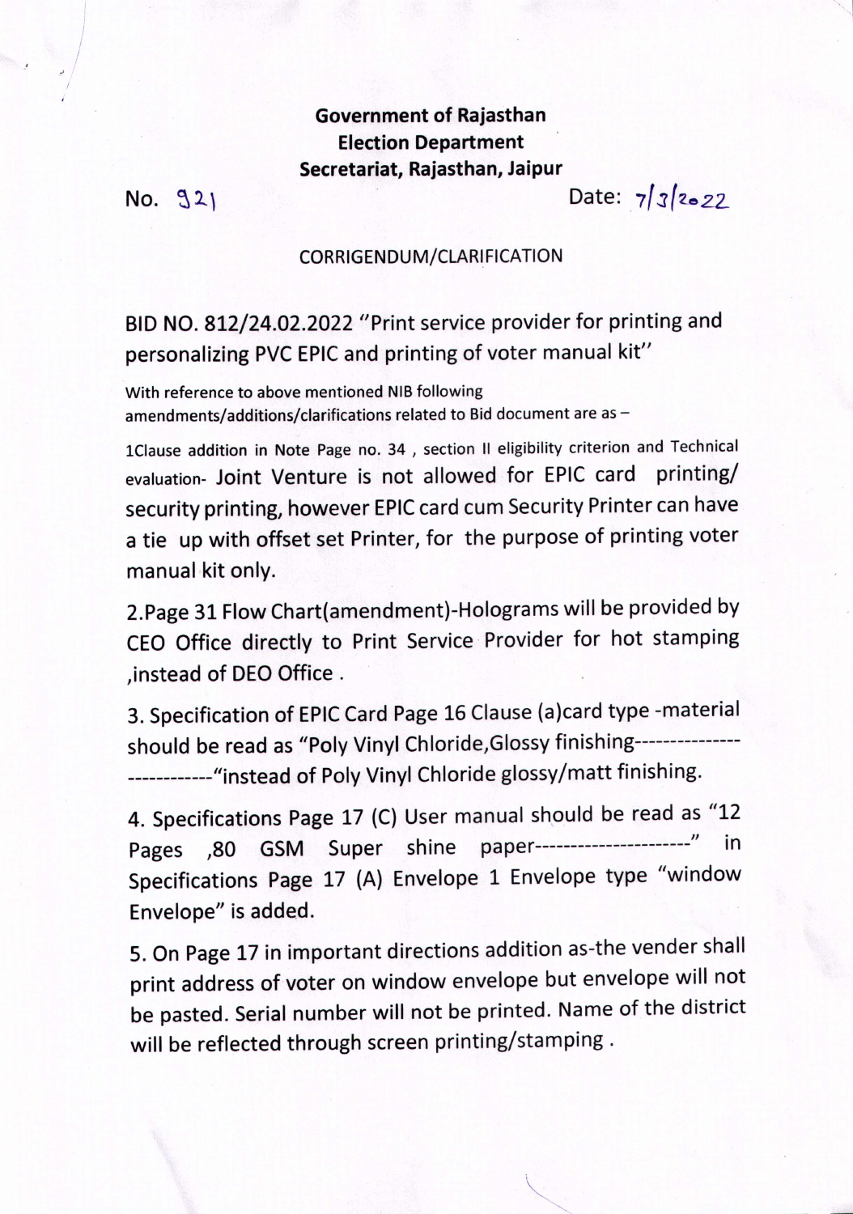**Government of Rajasthan**
**Election Department**
**Secretariat, Rajasthan, Jaipur**

No. 921 Date: 7/3/2022

CORRIGENDUM/CLARIFICATION

BID NO. 812/24.02.2022 "Print service provider for printing and personalizing PVC EPIC and printing of voter manual kit"

With reference to above mentioned NIB following amendments/additions/clarifications related to Bid document are as –

1Clause addition in Note Page no. 34 , section II eligibility criterion and Technical evaluation- Joint Venture is not allowed for EPIC card printing/ security printing, however EPIC card cum Security Printer can have a tie up with offset set Printer, for the purpose of printing voter manual kit only.

2.Page 31 Flow Chart(amendment)-Holograms will be provided by CEO Office directly to Print Service Provider for hot stamping ,instead of DEO Office .

3. Specification of EPIC Card Page 16 Clause (a)card type -material should be read as "Poly Vinyl Chloride,Glossy finishing--------------------------"instead of Poly Vinyl Chloride glossy/matt finishing.

4. Specifications Page 17 (C) User manual should be read as "12 Pages ,80 GSM Super shine paper----------------------" in Specifications Page 17 (A) Envelope 1 Envelope type "window Envelope" is added.

5. On Page 17 in important directions addition as-the vender shall print address of voter on window envelope but envelope will not be pasted. Serial number will not be printed. Name of the district will be reflected through screen printing/stamping .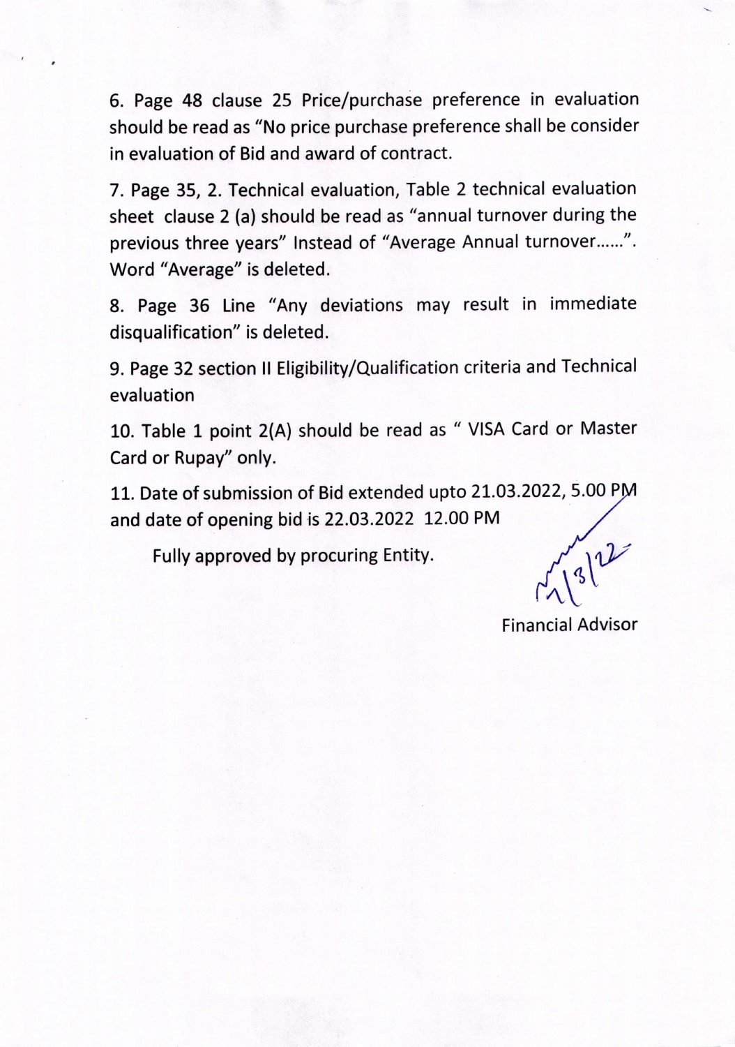6. Page 48 clause 25 Price/purchase preference in evaluation should be read as "No price purchase preference shall be consider in evaluation of Bid and award of contract.

7. Page 35, 2. Technical evaluation, Table 2 technical evaluation sheet clause 2 (a) should be read as "annual turnover during the previous three years" Instead of "Average Annual turnover……". Word "Average" is deleted.

8. Page 36 Line "Any deviations may result in immediate disqualification" is deleted.

9. Page 32 section II Eligibility/Qualification criteria and Technical evaluation

10. Table 1 point 2(A) should be read as " VISA Card or Master Card or Rupay" only.

11. Date of submission of Bid extended upto 21.03.2022, 5.00 PM and date of opening bid is 22.03.2022 12.00 PM

Fully approved by procuring Entity.

7/3/22

Financial Advisor